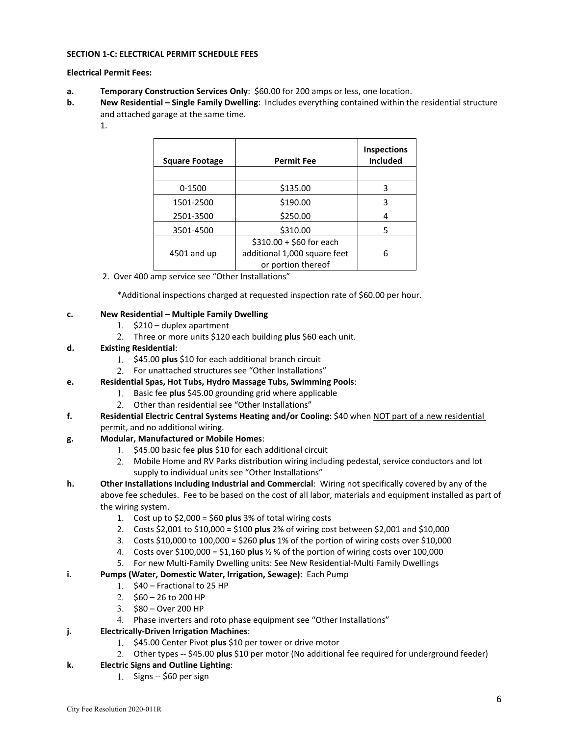**SECTION 1-C: ELECTRICAL PERMIT SCHEDULE FEES**

**Electrical Permit Fees:**

**a.** **Temporary Construction Services Only**: $60.00 for 200 amps or less, one location.

**b.** **New Residential – Single Family Dwelling**: Includes everything contained within the residential structure and attached garage at the same time.

1.

| Square Footage | Permit Fee | Inspections Included |
|---|---|---|
| | | |
| 0-1500 | $135.00 | 3 |
| 1501-2500 | $190.00 | 3 |
| 2501-3500 | $250.00 | 4 |
| 3501-4500 | $310.00 | 5 |
| 4501 and up | $310.00 + $60 for each additional 1,000 square feet or portion thereof | 6 |

2. Over 400 amp service see "Other Installations"

*Additional inspections charged at requested inspection rate of $60.00 per hour.

**c.** **New Residential – Multiple Family Dwelling**

1. $210 – duplex apartment
2. Three or more units $120 each building **plus** $60 each unit.

**d.** **Existing Residential**:

1. $45.00 **plus** $10 for each additional branch circuit
2. For unattached structures see "Other Installations"

**e.** **Residential Spas, Hot Tubs, Hydro Massage Tubs, Swimming Pools**:

1. Basic fee **plus** $45.00 grounding grid where applicable
2. Other than residential see "Other Installations"

**f.** **Residential Electric Central Systems Heating and/or Cooling**: $40 when NOT part of a new residential permit, and no additional wiring.

**g.** **Modular, Manufactured or Mobile Homes**:

1. $45.00 basic fee **plus** $10 for each additional circuit
2. Mobile Home and RV Parks distribution wiring including pedestal, service conductors and lot supply to individual units see "Other Installations"

**h.** **Other Installations Including Industrial and Commercial**: Wiring not specifically covered by any of the above fee schedules. Fee to be based on the cost of all labor, materials and equipment installed as part of the wiring system.

1. Cost up to $2,000 = $60 **plus** 3% of total wiring costs
2. Costs $2,001 to $10,000 = $100 **plus** 2% of wiring cost between $2,001 and $10,000
3. Costs $10,000 to 100,000 = $260 **plus** 1% of the portion of wiring costs over $10,000
4. Costs over $100,000 = $1,160 **plus** ½ % of the portion of wiring costs over 100,000
5. For new Multi-Family Dwelling units: See New Residential-Multi Family Dwellings

**i.** **Pumps (Water, Domestic Water, Irrigation, Sewage)**: Each Pump

1. $40 – Fractional to 25 HP
2. $60 – 26 to 200 HP
3. $80 – Over 200 HP
4. Phase inverters and roto phase equipment see "Other Installations"

**j.** **Electrically-Driven Irrigation Machines**:

1. $45.00 Center Pivot **plus** $10 per tower or drive motor
2. Other types -- $45.00 **plus** $10 per motor (No additional fee required for underground feeder)

**k.** **Electric Signs and Outline Lighting**:

1. Signs -- $60 per sign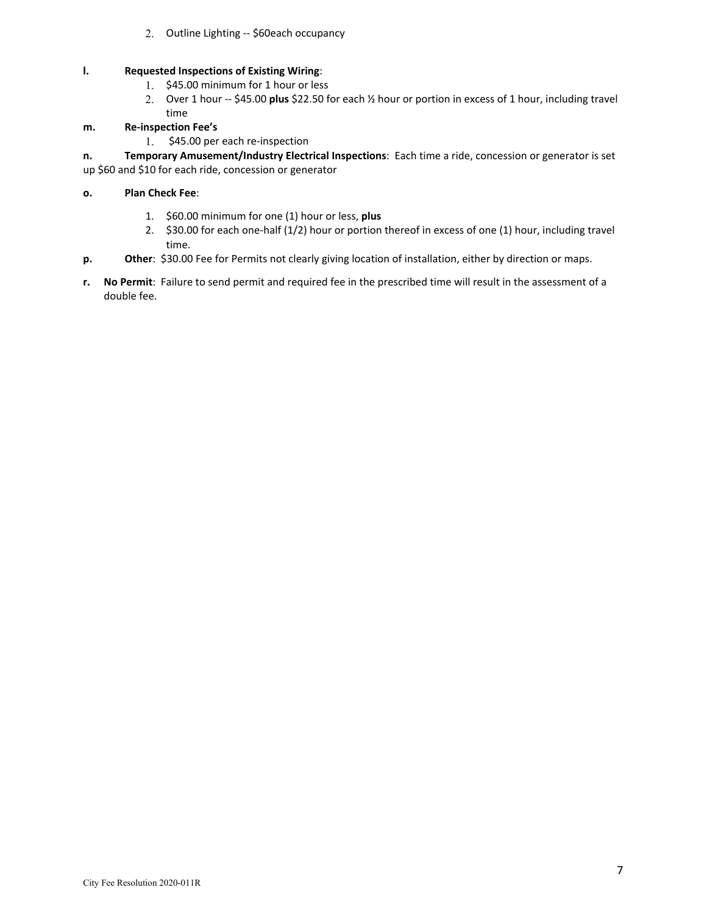2. Outline Lighting -- $60each occupancy

**l.** **Requested Inspections of Existing Wiring**:

1. $45.00 minimum for 1 hour or less
2. Over 1 hour -- $45.00 **plus** $22.50 for each ½ hour or portion in excess of 1 hour, including travel time

**m.** **Re-inspection Fee's**

1. $45.00 per each re-inspection

**n.** **Temporary Amusement/Industry Electrical Inspections**: Each time a ride, concession or generator is set up $60 and $10 for each ride, concession or generator

**o.** **Plan Check Fee**:

1. $60.00 minimum for one (1) hour or less, **plus**
2. $30.00 for each one-half (1/2) hour or portion thereof in excess of one (1) hour, including travel time.

**p.** **Other**: $30.00 Fee for Permits not clearly giving location of installation, either by direction or maps.

**r.** **No Permit**: Failure to send permit and required fee in the prescribed time will result in the assessment of a double fee.